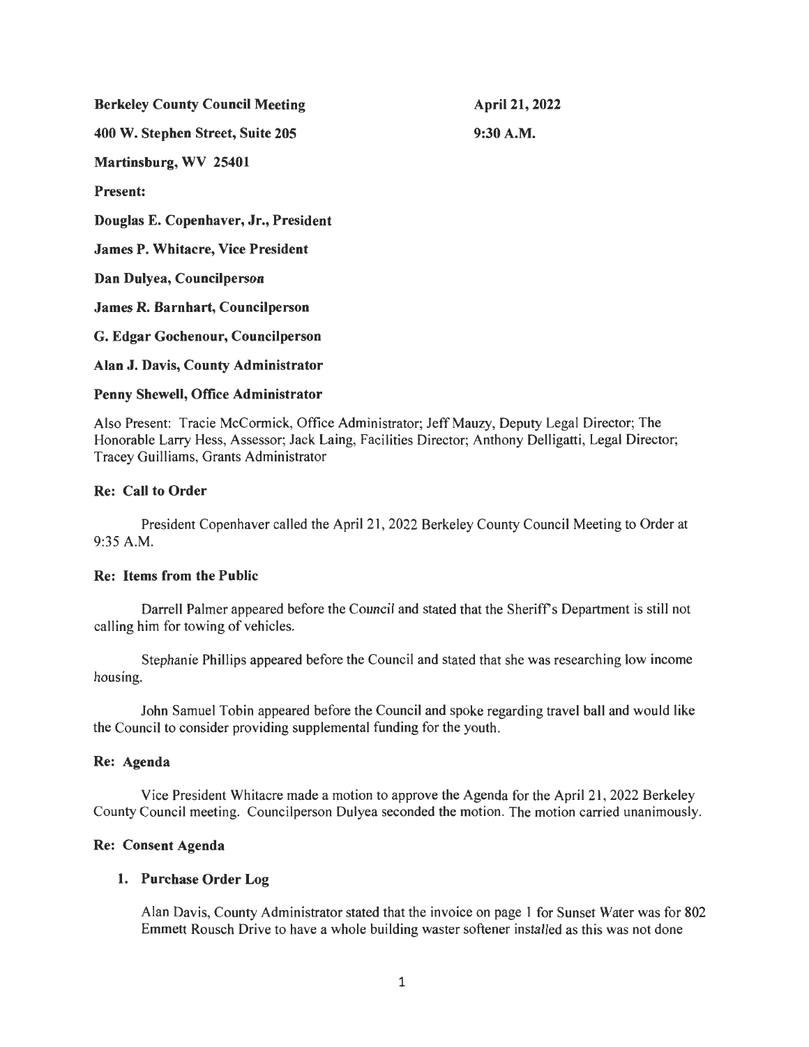**Berkeley County Council Meeting** **April 21, 2022**

**400 W. Stephen Street, Suite 205** **9:30 A.M.**

**Martinsburg, WV 25401**

**Present:**

**Douglas E. Copenhaver, Jr., President**

**James P. Whitacre, Vice President**

**Dan Dulyea, Councilperson**

**James R. Barnhart, Councilperson**

**G. Edgar Gochenour, Councilperson**

**Alan J. Davis, County Administrator**

**Penny Shewell, Office Administrator**

Also Present: Tracie McCormick, Office Administrator; Jeff Mauzy, Deputy Legal Director; The Honorable Larry Hess, Assessor; Jack Laing, Facilities Director; Anthony Delligatti, Legal Director; Tracey Guilliams, Grants Administrator

**Re: Call to Order**

President Copenhaver called the April 21, 2022 Berkeley County Council Meeting to Order at 9:35 A.M.

**Re: Items from the Public**

Darrell Palmer appeared before the Council and stated that the Sheriff's Department is still not calling him for towing of vehicles.

Stephanie Phillips appeared before the Council and stated that she was researching low income housing.

John Samuel Tobin appeared before the Council and spoke regarding travel ball and would like the Council to consider providing supplemental funding for the youth.

**Re: Agenda**

Vice President Whitacre made a motion to approve the Agenda for the April 21, 2022 Berkeley County Council meeting. Councilperson Dulyea seconded the motion. The motion carried unanimously.

**Re: Consent Agenda**

1. **Purchase Order Log**

   Alan Davis, County Administrator stated that the invoice on page 1 for Sunset Water was for 802 Emmett Rousch Drive to have a whole building waster softener installed as this was not done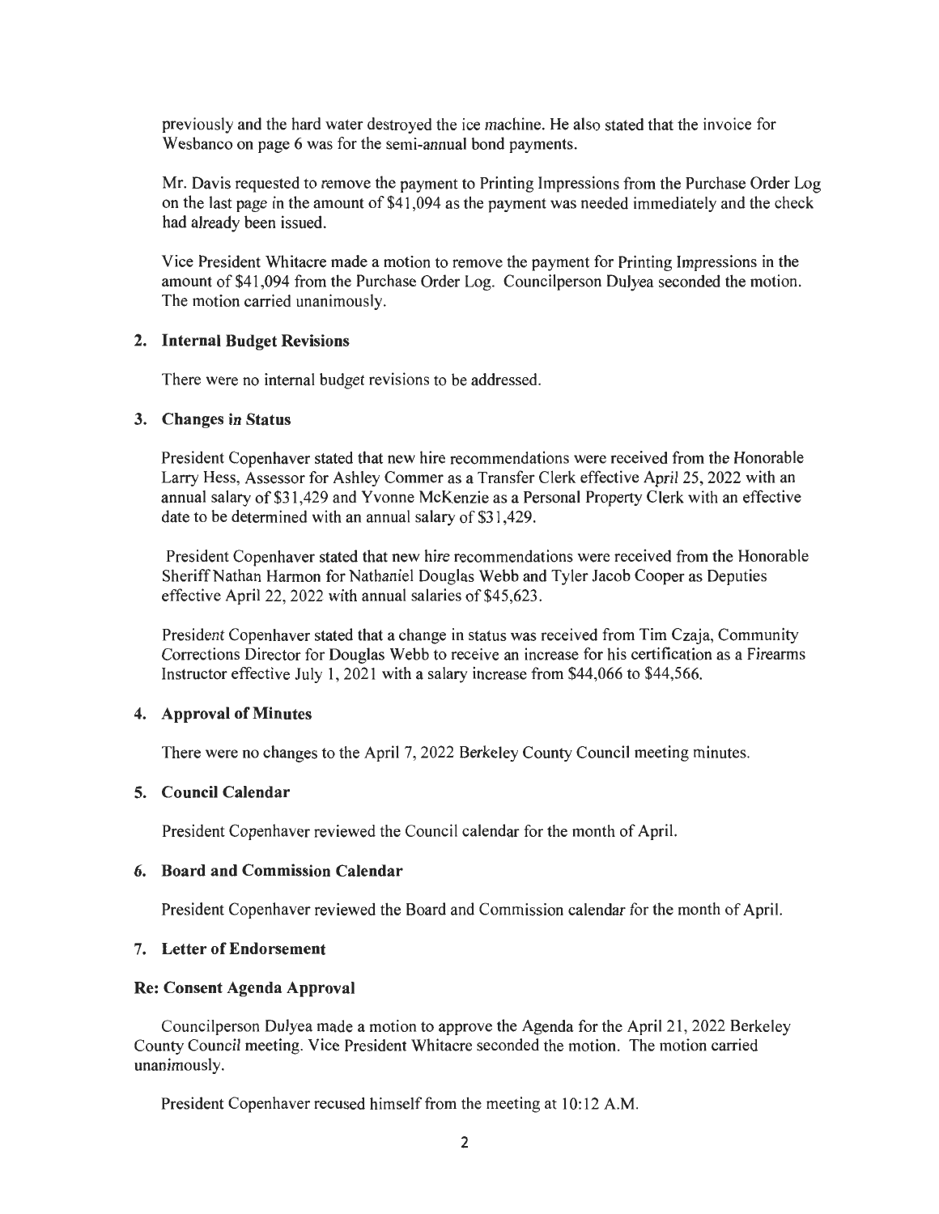previously and the hard water destroyed the ice machine. He also stated that the invoice for Wesbanco on page 6 was for the semi-annual bond payments.

Mr. Davis requested to remove the payment to Printing Impressions from the Purchase Order Log on the last page in the amount of $41,094 as the payment was needed immediately and the check had already been issued.

Vice President Whitacre made a motion to remove the payment for Printing Impressions in the amount of $41,094 from the Purchase Order Log. Councilperson Dulyea seconded the motion. The motion carried unanimously.

**2. Internal Budget Revisions**

There were no internal budget revisions to be addressed.

**3. Changes in Status**

President Copenhaver stated that new hire recommendations were received from the Honorable Larry Hess, Assessor for Ashley Commer as a Transfer Clerk effective April 25, 2022 with an annual salary of $31,429 and Yvonne McKenzie as a Personal Property Clerk with an effective date to be determined with an annual salary of $31,429.

President Copenhaver stated that new hire recommendations were received from the Honorable Sheriff Nathan Harmon for Nathaniel Douglas Webb and Tyler Jacob Cooper as Deputies effective April 22, 2022 with annual salaries of $45,623.

President Copenhaver stated that a change in status was received from Tim Czaja, Community Corrections Director for Douglas Webb to receive an increase for his certification as a Firearms Instructor effective July 1, 2021 with a salary increase from $44,066 to $44,566.

**4. Approval of Minutes**

There were no changes to the April 7, 2022 Berkeley County Council meeting minutes.

**5. Council Calendar**

President Copenhaver reviewed the Council calendar for the month of April.

**6. Board and Commission Calendar**

President Copenhaver reviewed the Board and Commission calendar for the month of April.

**7. Letter of Endorsement**

**Re: Consent Agenda Approval**

Councilperson Dulyea made a motion to approve the Agenda for the April 21, 2022 Berkeley County Council meeting. Vice President Whitacre seconded the motion. The motion carried unanimously.

President Copenhaver recused himself from the meeting at 10:12 A.M.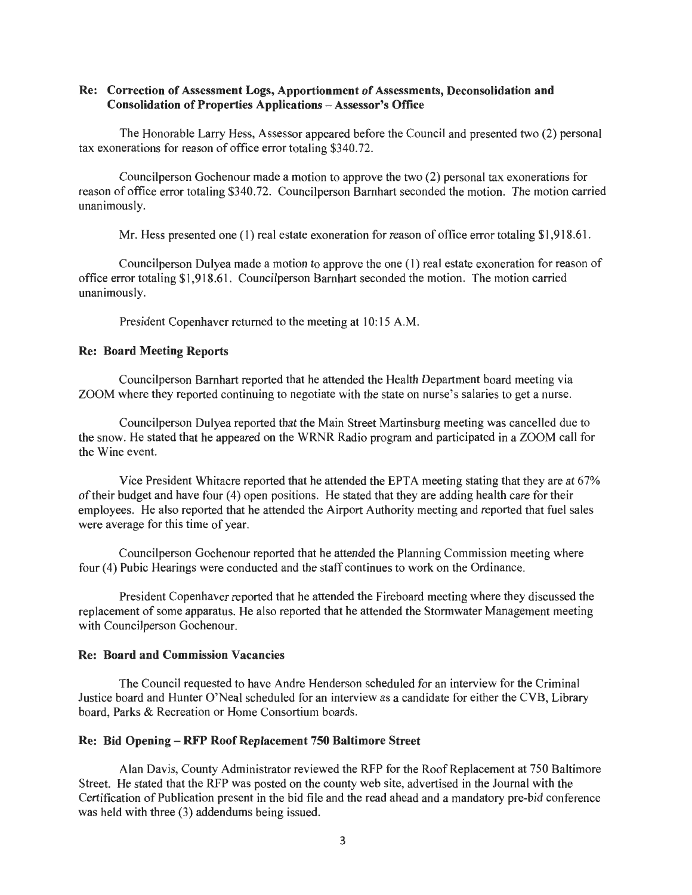**Re: Correction of Assessment Logs, Apportionment of Assessments, Deconsolidation and Consolidation of Properties Applications – Assessor's Office**

The Honorable Larry Hess, Assessor appeared before the Council and presented two (2) personal tax exonerations for reason of office error totaling $340.72.

Councilperson Gochenour made a motion to approve the two (2) personal tax exonerations for reason of office error totaling $340.72. Councilperson Barnhart seconded the motion. The motion carried unanimously.

Mr. Hess presented one (1) real estate exoneration for reason of office error totaling $1,918.61.

Councilperson Dulyea made a motion to approve the one (1) real estate exoneration for reason of office error totaling $1,918.61. Councilperson Barnhart seconded the motion. The motion carried unanimously.

President Copenhaver returned to the meeting at 10:15 A.M.

**Re: Board Meeting Reports**

Councilperson Barnhart reported that he attended the Health Department board meeting via ZOOM where they reported continuing to negotiate with the state on nurse's salaries to get a nurse.

Councilperson Dulyea reported that the Main Street Martinsburg meeting was cancelled due to the snow. He stated that he appeared on the WRNR Radio program and participated in a ZOOM call for the Wine event.

Vice President Whitacre reported that he attended the EPTA meeting stating that they are at 67% of their budget and have four (4) open positions. He stated that they are adding health care for their employees. He also reported that he attended the Airport Authority meeting and reported that fuel sales were average for this time of year.

Councilperson Gochenour reported that he attended the Planning Commission meeting where four (4) Pubic Hearings were conducted and the staff continues to work on the Ordinance.

President Copenhaver reported that he attended the Fireboard meeting where they discussed the replacement of some apparatus. He also reported that he attended the Stormwater Management meeting with Councilperson Gochenour.

**Re: Board and Commission Vacancies**

The Council requested to have Andre Henderson scheduled for an interview for the Criminal Justice board and Hunter O'Neal scheduled for an interview as a candidate for either the CVB, Library board, Parks & Recreation or Home Consortium boards.

**Re: Bid Opening – RFP Roof Replacement 750 Baltimore Street**

Alan Davis, County Administrator reviewed the RFP for the Roof Replacement at 750 Baltimore Street. He stated that the RFP was posted on the county web site, advertised in the Journal with the Certification of Publication present in the bid file and the read ahead and a mandatory pre-bid conference was held with three (3) addendums being issued.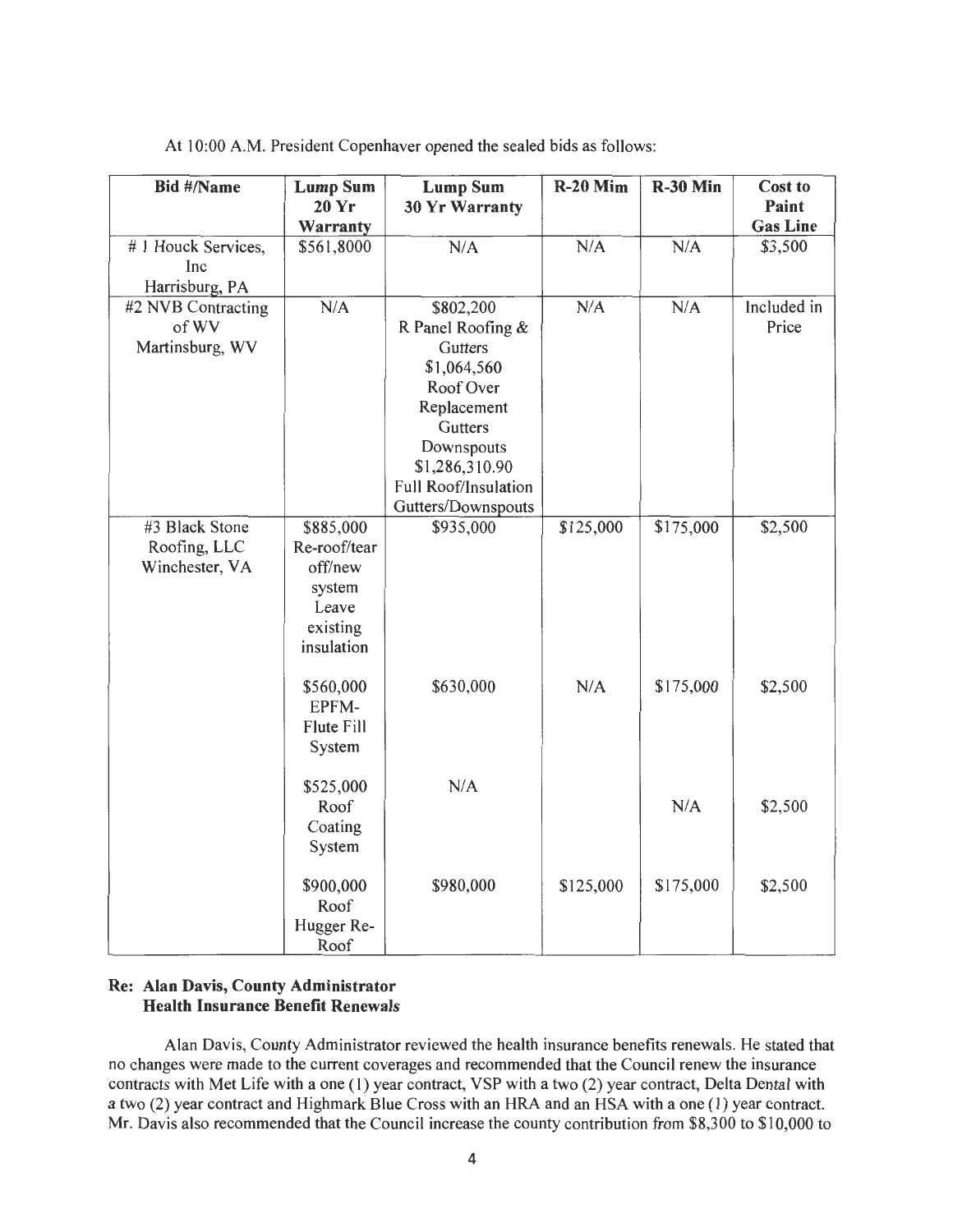At 10:00 A.M. President Copenhaver opened the sealed bids as follows:

| Bid #/Name | Lump Sum 20 Yr Warranty | Lump Sum 30 Yr Warranty | R-20 Mim | R-30 Min | Cost to Paint Gas Line |
|---|---|---|---|---|---|
| # 1 Houck Services, Inc Harrisburg, PA | $561,8000 | N/A | N/A | N/A | $3,500 |
| #2 NVB Contracting of WV Martinsburg, WV | N/A | $802,200 R Panel Roofing & Gutters $1,064,560 Roof Over Replacement Gutters Downspouts $1,286,310.90 Full Roof/Insulation Gutters/Downspouts | N/A | N/A | Included in Price |
| #3 Black Stone Roofing, LLC Winchester, VA | $885,000 Re-roof/tear off/new system Leave existing insulation | $935,000 | $125,000 | $175,000 | $2,500 |
| | $560,000 EPFM-Flute Fill System | $630,000 | N/A | $175,000 | $2,500 |
| | $525,000 Roof Coating System | N/A | | N/A | $2,500 |
| | $900,000 Roof Hugger Re-Roof | $980,000 | $125,000 | $175,000 | $2,500 |

**Re: Alan Davis, County Administrator**
**Health Insurance Benefit Renewals**

Alan Davis, County Administrator reviewed the health insurance benefits renewals. He stated that no changes were made to the current coverages and recommended that the Council renew the insurance contracts with Met Life with a one (1) year contract, VSP with a two (2) year contract, Delta Dental with a two (2) year contract and Highmark Blue Cross with an HRA and an HSA with a one (1) year contract. Mr. Davis also recommended that the Council increase the county contribution from $8,300 to $10,000 to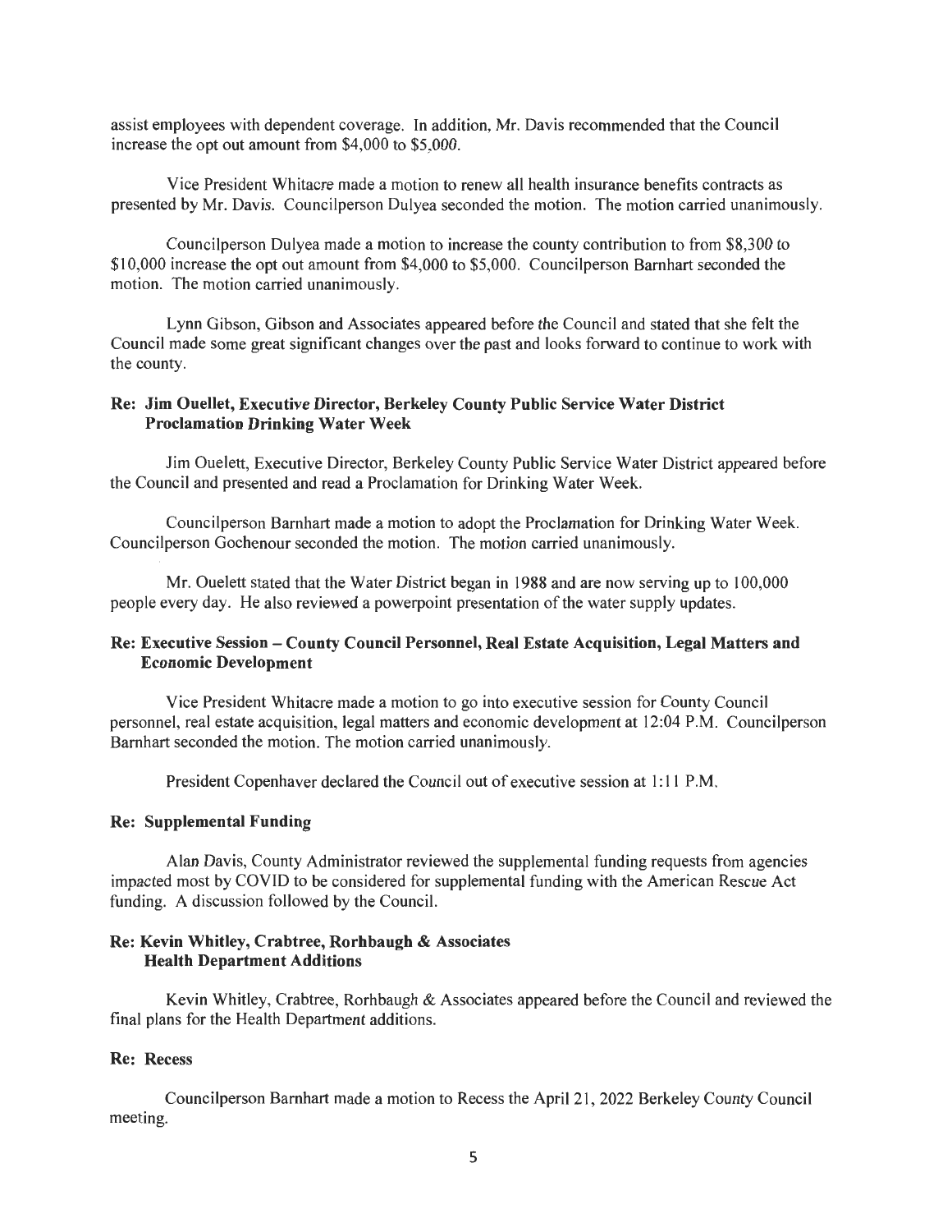assist employees with dependent coverage. In addition, Mr. Davis recommended that the Council increase the opt out amount from $4,000 to $5,000.

Vice President Whitacre made a motion to renew all health insurance benefits contracts as presented by Mr. Davis. Councilperson Dulyea seconded the motion. The motion carried unanimously.

Councilperson Dulyea made a motion to increase the county contribution to from $8,300 to $10,000 increase the opt out amount from $4,000 to $5,000. Councilperson Barnhart seconded the motion. The motion carried unanimously.

Lynn Gibson, Gibson and Associates appeared before the Council and stated that she felt the Council made some great significant changes over the past and looks forward to continue to work with the county.

**Re: Jim Ouellet, Executive Director, Berkeley County Public Service Water District Proclamation Drinking Water Week**

Jim Ouelett, Executive Director, Berkeley County Public Service Water District appeared before the Council and presented and read a Proclamation for Drinking Water Week.

Councilperson Barnhart made a motion to adopt the Proclamation for Drinking Water Week. Councilperson Gochenour seconded the motion. The motion carried unanimously.

Mr. Ouelett stated that the Water District began in 1988 and are now serving up to 100,000 people every day. He also reviewed a powerpoint presentation of the water supply updates.

**Re: Executive Session – County Council Personnel, Real Estate Acquisition, Legal Matters and Economic Development**

Vice President Whitacre made a motion to go into executive session for County Council personnel, real estate acquisition, legal matters and economic development at 12:04 P.M. Councilperson Barnhart seconded the motion. The motion carried unanimously.

President Copenhaver declared the Council out of executive session at 1:11 P.M.

**Re: Supplemental Funding**

Alan Davis, County Administrator reviewed the supplemental funding requests from agencies impacted most by COVID to be considered for supplemental funding with the American Rescue Act funding. A discussion followed by the Council.

**Re: Kevin Whitley, Crabtree, Rorhbaugh & Associates Health Department Additions**

Kevin Whitley, Crabtree, Rorhbaugh & Associates appeared before the Council and reviewed the final plans for the Health Department additions.

**Re: Recess**

Councilperson Barnhart made a motion to Recess the April 21, 2022 Berkeley County Council meeting.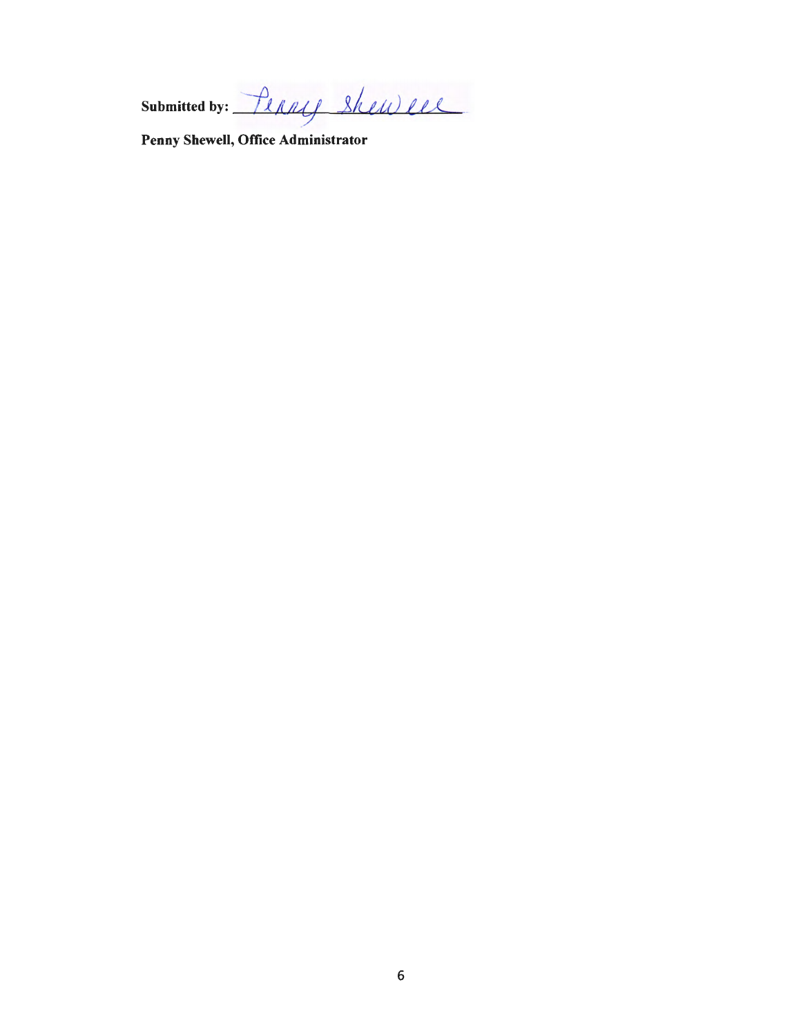**Submitted by:** Penny Shewell

**Penny Shewell, Office Administrator**